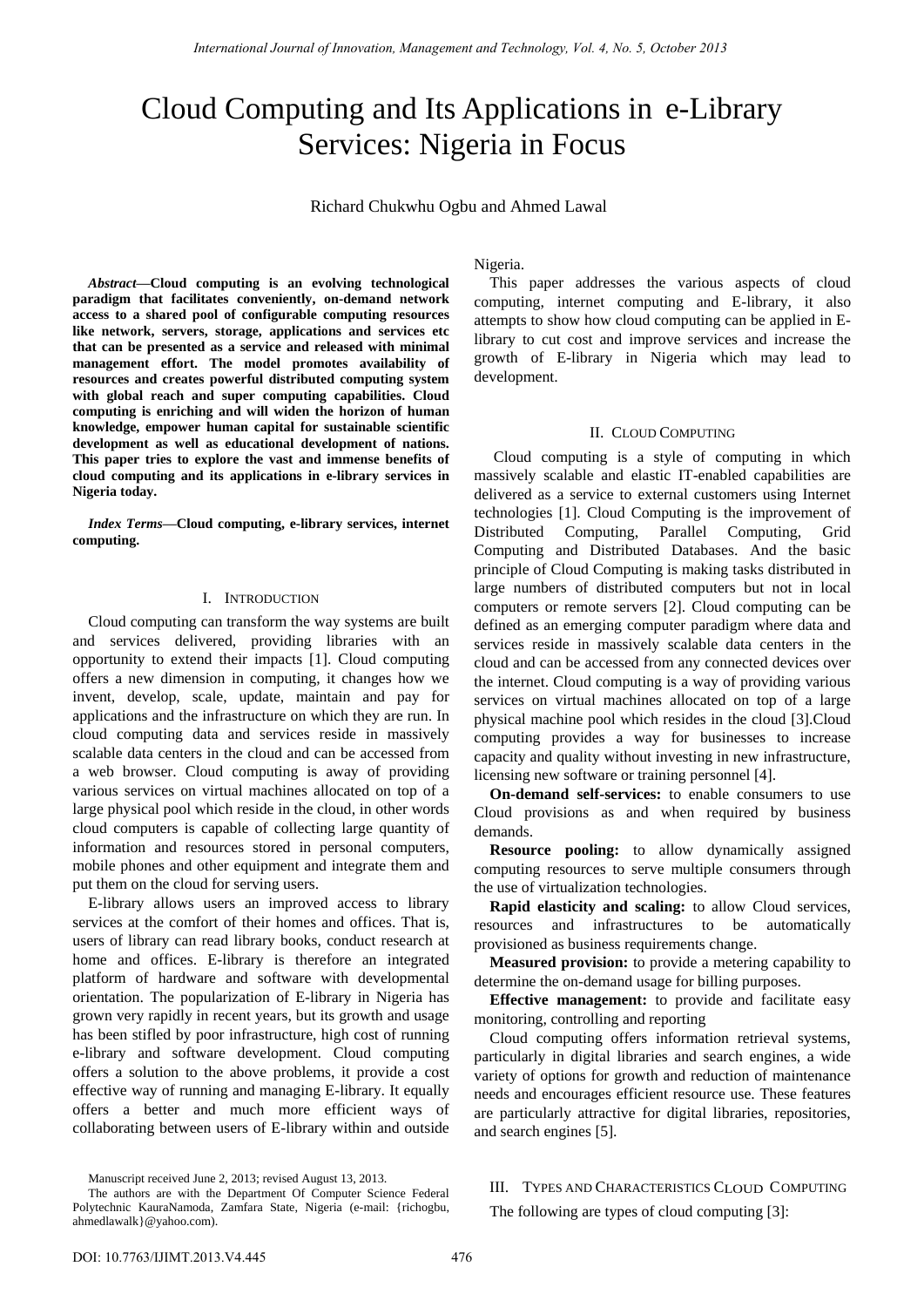# Cloud Computing and Its Applications in e-Library Services: Nigeria in Focus

Richard Chukwhu Ogbu and Ahmed Lawal

***Abstract*—Cloud computing is an evolving technological paradigm that facilitates conveniently, on-demand network access to a shared pool of configurable computing resources like network, servers, storage, applications and services etc that can be presented as a service and released with minimal management effort. The model promotes availability of resources and creates powerful distributed computing system with global reach and super computing capabilities. Cloud computing is enriching and will widen the horizon of human knowledge, empower human capital for sustainable scientific development as well as educational development of nations. This paper tries to explore the vast and immense benefits of cloud computing and its applications in e-library services in Nigeria today.**

***Index Terms*—Cloud computing, e-library services, internet computing.**

## I. Introduction

Cloud computing can transform the way systems are built and services delivered, providing libraries with an opportunity to extend their impacts [1]. Cloud computing offers a new dimension in computing, it changes how we invent, develop, scale, update, maintain and pay for applications and the infrastructure on which they are run. In cloud computing data and services reside in massively scalable data centers in the cloud and can be accessed from a web browser. Cloud computing is away of providing various services on virtual machines allocated on top of a large physical pool which reside in the cloud, in other words cloud computers is capable of collecting large quantity of information and resources stored in personal computers, mobile phones and other equipment and integrate them and put them on the cloud for serving users.

E-library allows users an improved access to library services at the comfort of their homes and offices. That is, users of library can read library books, conduct research at home and offices. E-library is therefore an integrated platform of hardware and software with developmental orientation. The popularization of E-library in Nigeria has grown very rapidly in recent years, but its growth and usage has been stifled by poor infrastructure, high cost of running e-library and software development. Cloud computing offers a solution to the above problems, it provide a cost effective way of running and managing E-library. It equally offers a better and much more efficient ways of collaborating between users of E-library within and outside Nigeria.

This paper addresses the various aspects of cloud computing, internet computing and E-library, it also attempts to show how cloud computing can be applied in E-library to cut cost and improve services and increase the growth of E-library in Nigeria which may lead to development.

## II. Cloud Computing

Cloud computing is a style of computing in which massively scalable and elastic IT-enabled capabilities are delivered as a service to external customers using Internet technologies [1]. Cloud Computing is the improvement of Distributed Computing, Parallel Computing, Grid Computing and Distributed Databases. And the basic principle of Cloud Computing is making tasks distributed in large numbers of distributed computers but not in local computers or remote servers [2]. Cloud computing can be defined as an emerging computer paradigm where data and services reside in massively scalable data centers in the cloud and can be accessed from any connected devices over the internet. Cloud computing is a way of providing various services on virtual machines allocated on top of a large physical machine pool which resides in the cloud [3].Cloud computing provides a way for businesses to increase capacity and quality without investing in new infrastructure, licensing new software or training personnel [4].

**On-demand self-services:** to enable consumers to use Cloud provisions as and when required by business demands.

**Resource pooling:** to allow dynamically assigned computing resources to serve multiple consumers through the use of virtualization technologies.

**Rapid elasticity and scaling:** to allow Cloud services, resources and infrastructures to be automatically provisioned as business requirements change.

**Measured provision:** to provide a metering capability to determine the on-demand usage for billing purposes.

**Effective management:** to provide and facilitate easy monitoring, controlling and reporting

Cloud computing offers information retrieval systems, particularly in digital libraries and search engines, a wide variety of options for growth and reduction of maintenance needs and encourages efficient resource use. These features are particularly attractive for digital libraries, repositories, and search engines [5].

## III. Types and Characteristics Cloud Computing

The following are types of cloud computing [3]:

Manuscript received June 2, 2013; revised August 13, 2013.

The authors are with the Department Of Computer Science Federal Polytechnic KauraNamoda, Zamfara State, Nigeria (e-mail: {richogbu, ahmedlawalk}@yahoo.com).

DOI: 10.7763/IJIMT.2013.V4.445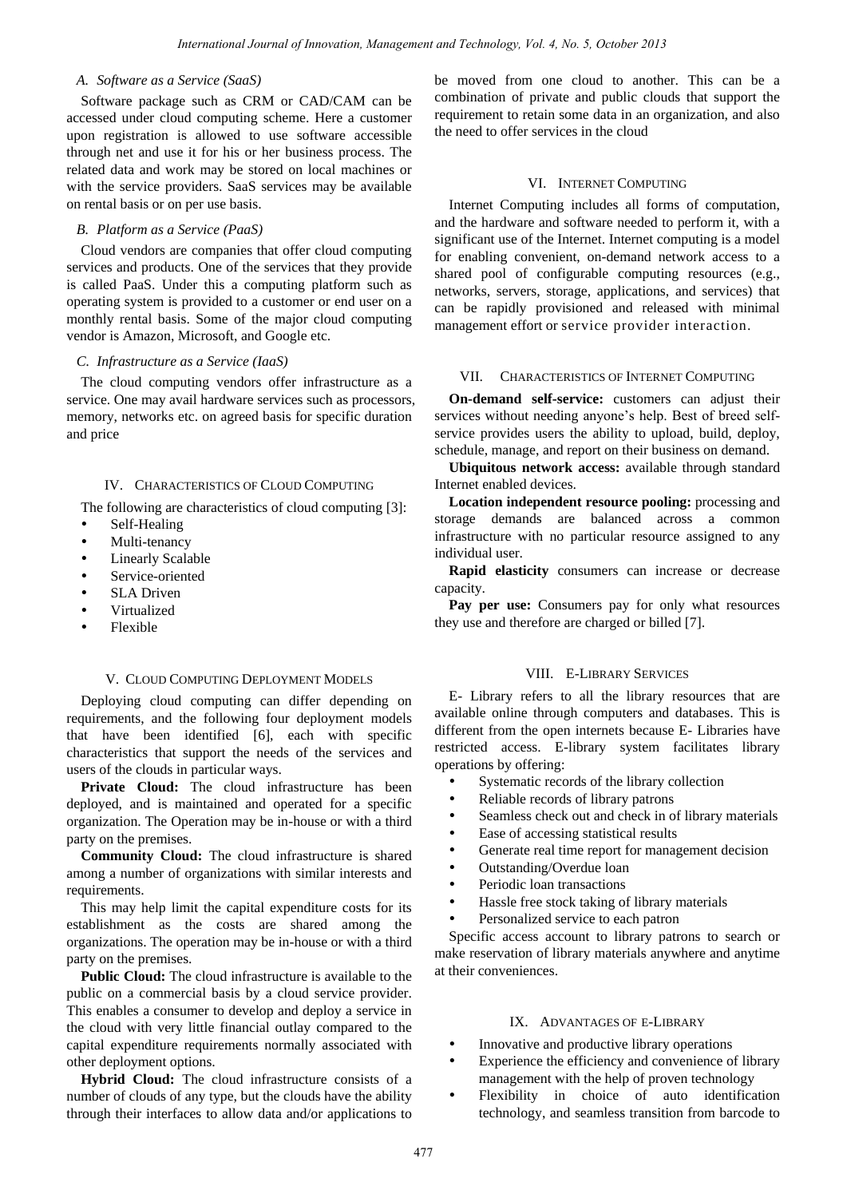### A. Software as a Service (SaaS)

Software package such as CRM or CAD/CAM can be accessed under cloud computing scheme. Here a customer upon registration is allowed to use software accessible through net and use it for his or her business process. The related data and work may be stored on local machines or with the service providers. SaaS services may be available on rental basis or on per use basis.

### B. Platform as a Service (PaaS)

Cloud vendors are companies that offer cloud computing services and products. One of the services that they provide is called PaaS. Under this a computing platform such as operating system is provided to a customer or end user on a monthly rental basis. Some of the major cloud computing vendor is Amazon, Microsoft, and Google etc.

### C. Infrastructure as a Service (IaaS)

The cloud computing vendors offer infrastructure as a service. One may avail hardware services such as processors, memory, networks etc. on agreed basis for specific duration and price

## IV. Characteristics of Cloud Computing

The following are characteristics of cloud computing [3]:

- Self-Healing
- Multi-tenancy
- Linearly Scalable
- Service-oriented
- SLA Driven
- Virtualized
- Flexible

## V. Cloud Computing Deployment Models

Deploying cloud computing can differ depending on requirements, and the following four deployment models that have been identified [6], each with specific characteristics that support the needs of the services and users of the clouds in particular ways.

**Private Cloud:** The cloud infrastructure has been deployed, and is maintained and operated for a specific organization. The Operation may be in-house or with a third party on the premises.

**Community Cloud:** The cloud infrastructure is shared among a number of organizations with similar interests and requirements.

This may help limit the capital expenditure costs for its establishment as the costs are shared among the organizations. The operation may be in-house or with a third party on the premises.

**Public Cloud:** The cloud infrastructure is available to the public on a commercial basis by a cloud service provider. This enables a consumer to develop and deploy a service in the cloud with very little financial outlay compared to the capital expenditure requirements normally associated with other deployment options.

**Hybrid Cloud:** The cloud infrastructure consists of a number of clouds of any type, but the clouds have the ability through their interfaces to allow data and/or applications to be moved from one cloud to another. This can be a combination of private and public clouds that support the requirement to retain some data in an organization, and also the need to offer services in the cloud

## VI. Internet Computing

Internet Computing includes all forms of computation, and the hardware and software needed to perform it, with a significant use of the Internet. Internet computing is a model for enabling convenient, on-demand network access to a shared pool of configurable computing resources (e.g., networks, servers, storage, applications, and services) that can be rapidly provisioned and released with minimal management effort or service provider interaction.

## VII. Characteristics of Internet Computing

**On-demand self-service:** customers can adjust their services without needing anyone's help. Best of breed self-service provides users the ability to upload, build, deploy, schedule, manage, and report on their business on demand.

**Ubiquitous network access:** available through standard Internet enabled devices.

**Location independent resource pooling:** processing and storage demands are balanced across a common infrastructure with no particular resource assigned to any individual user.

**Rapid elasticity** consumers can increase or decrease capacity.

**Pay per use:** Consumers pay for only what resources they use and therefore are charged or billed [7].

## VIII. E-Library Services

E- Library refers to all the library resources that are available online through computers and databases. This is different from the open internets because E- Libraries have restricted access. E-library system facilitates library operations by offering:

- Systematic records of the library collection
- Reliable records of library patrons
- Seamless check out and check in of library materials
- Ease of accessing statistical results
- Generate real time report for management decision
- Outstanding/Overdue loan
- Periodic loan transactions
- Hassle free stock taking of library materials
- Personalized service to each patron

Specific access account to library patrons to search or make reservation of library materials anywhere and anytime at their conveniences.

## IX. Advantages of E-Library

- Innovative and productive library operations
- Experience the efficiency and convenience of library management with the help of proven technology
- Flexibility in choice of auto identification technology, and seamless transition from barcode to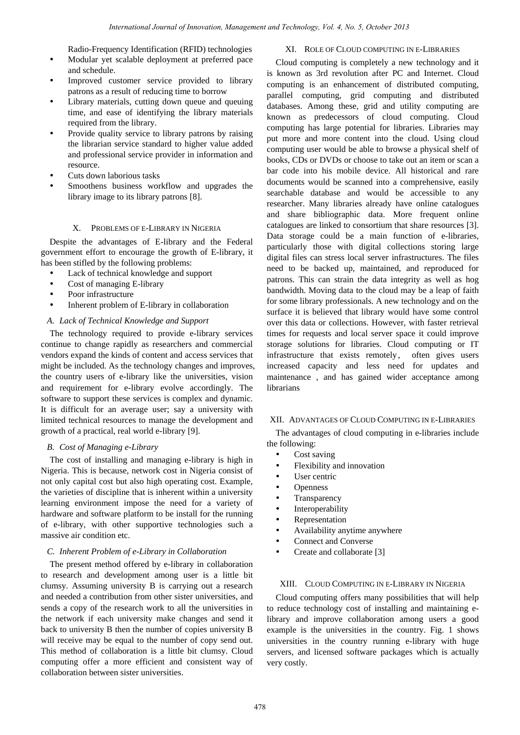Radio-Frequency Identification (RFID) technologies

- Modular yet scalable deployment at preferred pace and schedule.
- Improved customer service provided to library patrons as a result of reducing time to borrow
- Library materials, cutting down queue and queuing time, and ease of identifying the library materials required from the library.
- Provide quality service to library patrons by raising the librarian service standard to higher value added and professional service provider in information and resource.
- Cuts down laborious tasks
- Smoothens business workflow and upgrades the library image to its library patrons [8].

## X. Problems of e-Library in Nigeria

Despite the advantages of E-library and the Federal government effort to encourage the growth of E-library, it has been stifled by the following problems:

- Lack of technical knowledge and support
- Cost of managing E-library
- Poor infrastructure
- Inherent problem of E-library in collaboration

### *A. Lack of Technical Knowledge and Support*

The technology required to provide e-library services continue to change rapidly as researchers and commercial vendors expand the kinds of content and access services that might be included. As the technology changes and improves, the country users of e-library like the universities, vision and requirement for e-library evolve accordingly. The software to support these services is complex and dynamic. It is difficult for an average user; say a university with limited technical resources to manage the development and growth of a practical, real world e-library [9].

### *B. Cost of Managing e-Library*

The cost of installing and managing e-library is high in Nigeria. This is because, network cost in Nigeria consist of not only capital cost but also high operating cost. Example, the varieties of discipline that is inherent within a university learning environment impose the need for a variety of hardware and software platform to be install for the running of e-library, with other supportive technologies such a massive air condition etc.

### *C. Inherent Problem of e-Library in Collaboration*

The present method offered by e-library in collaboration to research and development among user is a little bit clumsy. Assuming university B is carrying out a research and needed a contribution from other sister universities, and sends a copy of the research work to all the universities in the network if each university make changes and send it back to university B then the number of copies university B will receive may be equal to the number of copy send out. This method of collaboration is a little bit clumsy. Cloud computing offer a more efficient and consistent way of collaboration between sister universities.

## XI. Role of Cloud computing in e-Libraries

Cloud computing is completely a new technology and it is known as 3rd revolution after PC and Internet. Cloud computing is an enhancement of distributed computing, parallel computing, grid computing and distributed databases. Among these, grid and utility computing are known as predecessors of cloud computing. Cloud computing has large potential for libraries. Libraries may put more and more content into the cloud. Using cloud computing user would be able to browse a physical shelf of books, CDs or DVDs or choose to take out an item or scan a bar code into his mobile device. All historical and rare documents would be scanned into a comprehensive, easily searchable database and would be accessible to any researcher. Many libraries already have online catalogues and share bibliographic data. More frequent online catalogues are linked to consortium that share resources [3]. Data storage could be a main function of e-libraries, particularly those with digital collections storing large digital files can stress local server infrastructures. The files need to be backed up, maintained, and reproduced for patrons. This can strain the data integrity as well as hog bandwidth. Moving data to the cloud may be a leap of faith for some library professionals. A new technology and on the surface it is believed that library would have some control over this data or collections. However, with faster retrieval times for requests and local server space it could improve storage solutions for libraries. Cloud computing or IT infrastructure that exists remotely, often gives users increased capacity and less need for updates and maintenance , and has gained wider acceptance among librarians

## XII. Advantages of Cloud Computing in e-Libraries

The advantages of cloud computing in e-libraries include the following:

- Cost saving
- Flexibility and innovation
- User centric
- Openness
- Transparency
- Interoperability
- Representation
- Availability anytime anywhere
- Connect and Converse
- Create and collaborate [3]

## XIII. Cloud Computing in e-Library in Nigeria

Cloud computing offers many possibilities that will help to reduce technology cost of installing and maintaining e-library and improve collaboration among users a good example is the universities in the country. Fig. 1 shows universities in the country running e-library with huge servers, and licensed software packages which is actually very costly.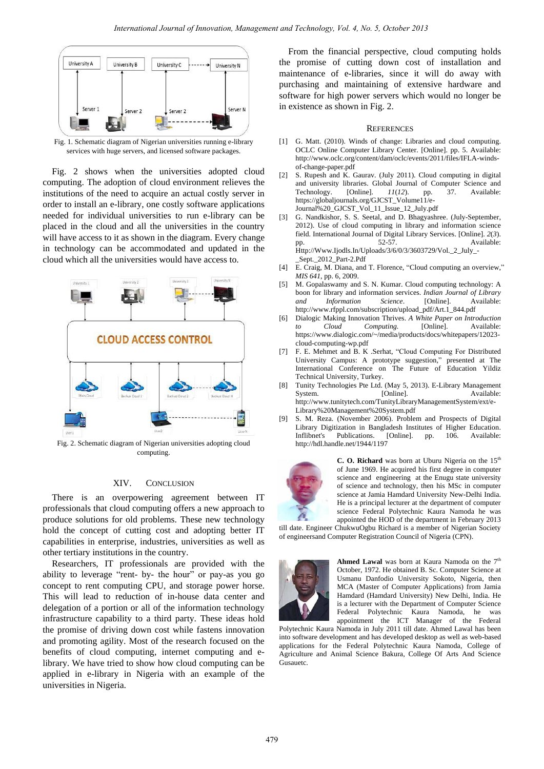Fig. 1. Schematic diagram of Nigerian universities running e-library services with huge servers, and licensed software packages.

Fig. 2 shows when the universities adopted cloud computing. The adoption of cloud environment relieves the institutions of the need to acquire an actual costly server in order to install an e-library, one costly software applications needed for individual universities to run e-library can be placed in the cloud and all the universities in the country will have access to it as shown in the diagram. Every change in technology can be accommodated and updated in the cloud which all the universities would have access to.

Fig. 2. Schematic diagram of Nigerian universities adopting cloud computing.

## XIV. Conclusion

There is an overpowering agreement between IT professionals that cloud computing offers a new approach to produce solutions for old problems. These new technology hold the concept of cutting cost and adopting better IT capabilities in enterprise, industries, universities as well as other tertiary institutions in the country.

Researchers, IT professionals are provided with the ability to leverage "rent- by- the hour" or pay-as you go concept to rent computing CPU, and storage power horse. This will lead to reduction of in-house data center and delegation of a portion or all of the information technology infrastructure capability to a third party. These ideas hold the promise of driving down cost while fastens innovation and promoting agility. Most of the research focused on the benefits of cloud computing, internet computing and e-library. We have tried to show how cloud computing can be applied in e-library in Nigeria with an example of the universities in Nigeria.

From the financial perspective, cloud computing holds the promise of cutting down cost of installation and maintenance of e-libraries, since it will do away with purchasing and maintaining of extensive hardware and software for high power servers which would no longer be in existence as shown in Fig. 2.

## References

[1] G. Matt. (2010). Winds of change: Libraries and cloud computing. OCLC Online Computer Library Center. [Online]. pp. 5. Available: http://www.oclc.org/content/dam/oclc/events/2011/files/IFLA-winds-of-change-paper.pdf

[2] S. Rupesh and K. Gaurav. (July 2011). Cloud computing in digital and university libraries. Global Journal of Computer Science and Technology. [Online]. *11*(*12*). pp. 37. Available: https://globaljournals.org/GJCST_Volume11/e-Journal%20_GJCST_Vol_11_Issue_12_July.pdf

[3] G. Nandkishor, S. S. Seetal, and D. Bhagyashree. (July-September, 2012). Use of cloud computing in library and information science field. International Journal of Digital Library Services. [Online]. *2*(*3*). pp. 52-57. Available: Http://Www.Ijodls.In/Uploads/3/6/0/3/3603729/Vol._2_July_-_Sept._2012_Part-2.Pdf

[4] E. Craig, M. Diana, and T. Florence, "Cloud computing an overview," *MIS 641*, pp. 6, 2009.

[5] M. Gopalaswamy and S. N. Kumar. Cloud computing technology: A boon for library and information services. *Indian Journal of Library and Information Science*. [Online]. Available: http://www.rfppl.com/subscription/upload_pdf/Art.1_844.pdf

[6] Dialogic Making Innovation Thrives. *A White Paper on Introduction to Cloud Computing.* [Online]. Available: https://www.dialogic.com/~/media/products/docs/whitepapers/12023-cloud-computing-wp.pdf

[7] F. E. Mehmet and B. K .Serhat, "Cloud Computing For Distributed University Campus: A prototype suggestion," presented at The International Conference on The Future of Education Yildiz Technical University, Turkey.

[8] Tunity Technologies Pte Ltd. (May 5, 2013). E-Library Management System. [Online]. Available: http://www.tunitytech.com/TunityLibraryManagementSystem/ext/e-Library%20Management%20System.pdf

[9] S. M. Reza. (November 2006). Problem and Prospects of Digital Library Digitization in Bangladesh Institutes of Higher Education. Inflibnet's Publications. [Online]. pp. 106. Available: http://hdl.handle.net/1944/1197

**C. O. Richard** was born at Uburu Nigeria on the 15th of June 1969. He acquired his first degree in computer science and engineering at the Enugu state university of science and technology, then his MSc in computer science at Jamia Hamdard University New-Delhi India. He is a principal lecturer at the department of computer science Federal Polytechnic Kaura Namoda he was appointed the HOD of the department in February 2013 till date. Engineer ChukwuOgbu Richard is a member of Nigerian Society of engineersand Computer Registration Council of Nigeria (CPN).

**Ahmed Lawal** was born at Kaura Namoda on the 7th October, 1972. He obtained B. Sc. Computer Science at Usmanu Danfodio University Sokoto, Nigeria, then MCA (Master of Computer Applications) from Jamia Hamdard (Hamdard University) New Delhi, India. He is a lecturer with the Department of Computer Science Federal Polytechnic Kaura Namoda, he was appointment the ICT Manager of the Federal Polytechnic Kaura Namoda in July 2011 till date. Ahmed Lawal has been into software development and has developed desktop as well as web-based applications for the Federal Polytechnic Kaura Namoda, College of Agriculture and Animal Science Bakura, College Of Arts And Science Gusauetc.